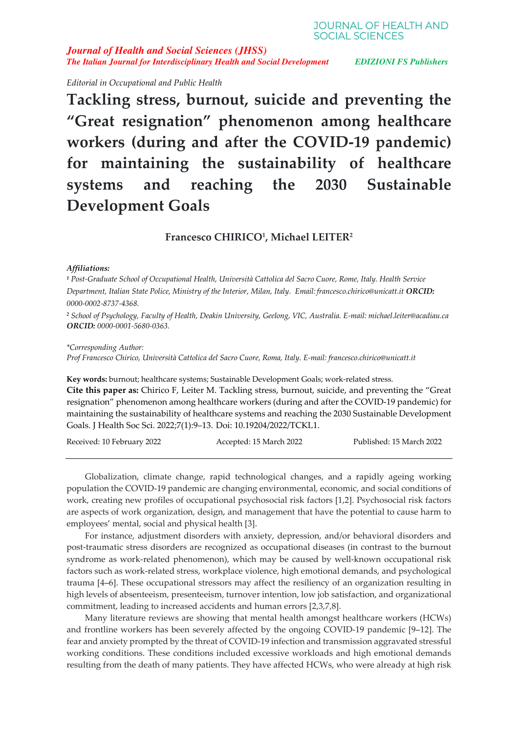*Journal of Health and Social Sciences (JHSS)*
*The Italian Journal for Interdisciplinary Health and Social Development* — *EDIZIONI FS Publishers*

*Editorial in Occupational and Public Health*

# Tackling stress, burnout, suicide and preventing the "Great resignation" phenomenon among healthcare workers (during and after the COVID-19 pandemic) for maintaining the sustainability of healthcare systems and reaching the 2030 Sustainable Development Goals

**Francesco CHIRICO[1], Michael LEITER[2]**

***Affiliations:***

[1] *Post-Graduate School of Occupational Health, Università Cattolica del Sacro Cuore, Rome, Italy. Health Service Department, Italian State Police, Ministry of the Interior, Milan, Italy. Email: francesco.chirico@unicatt.it* ***ORCID:*** *0000-0002-8737-4368.*

[2] *School of Psychology, Faculty of Health, Deakin University, Geelong, VIC, Australia. E-mail: michael.leiter@acadiau.ca* ***ORCID:*** *0000-0001-5680-0363.*

*\*Corresponding Author:*
*Prof Francesco Chirico, Università Cattolica del Sacro Cuore, Roma, Italy. E-mail: francesco.chirico@unicatt.it*

**Key words:** burnout; healthcare systems; Sustainable Development Goals; work-related stress.

**Cite this paper as:** Chirico F, Leiter M. Tackling stress, burnout, suicide, and preventing the "Great resignation" phenomenon among healthcare workers (during and after the COVID-19 pandemic) for maintaining the sustainability of healthcare systems and reaching the 2030 Sustainable Development Goals. J Health Soc Sci. 2022;7(1):9–13. Doi: 10.19204/2022/TCKL1.

Received: 10 February 2022 Accepted: 15 March 2022 Published: 15 March 2022

---

Globalization, climate change, rapid technological changes, and a rapidly ageing working population the COVID-19 pandemic are changing environmental, economic, and social conditions of work, creating new profiles of occupational psychosocial risk factors [1,2]. Psychosocial risk factors are aspects of work organization, design, and management that have the potential to cause harm to employees' mental, social and physical health [3].

For instance, adjustment disorders with anxiety, depression, and/or behavioral disorders and post-traumatic stress disorders are recognized as occupational diseases (in contrast to the burnout syndrome as work-related phenomenon), which may be caused by well-known occupational risk factors such as work-related stress, workplace violence, high emotional demands, and psychological trauma [4–6]. These occupational stressors may affect the resiliency of an organization resulting in high levels of absenteeism, presenteeism, turnover intention, low job satisfaction, and organizational commitment, leading to increased accidents and human errors [2,3,7,8].

Many literature reviews are showing that mental health amongst healthcare workers (HCWs) and frontline workers has been severely affected by the ongoing COVID-19 pandemic [9–12]. The fear and anxiety prompted by the threat of COVID-19 infection and transmission aggravated stressful working conditions. These conditions included excessive workloads and high emotional demands resulting from the death of many patients. They have affected HCWs, who were already at high risk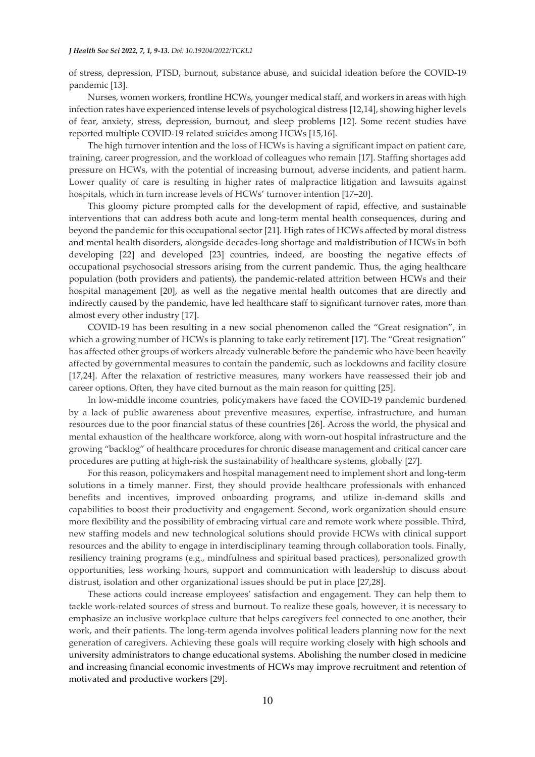of stress, depression, PTSD, burnout, substance abuse, and suicidal ideation before the COVID-19 pandemic [13].

Nurses, women workers, frontline HCWs, younger medical staff, and workers in areas with high infection rates have experienced intense levels of psychological distress [12,14], showing higher levels of fear, anxiety, stress, depression, burnout, and sleep problems [12]. Some recent studies have reported multiple COVID-19 related suicides among HCWs [15,16].

The high turnover intention and the loss of HCWs is having a significant impact on patient care, training, career progression, and the workload of colleagues who remain [17]. Staffing shortages add pressure on HCWs, with the potential of increasing burnout, adverse incidents, and patient harm. Lower quality of care is resulting in higher rates of malpractice litigation and lawsuits against hospitals, which in turn increase levels of HCWs' turnover intention [17–20].

This gloomy picture prompted calls for the development of rapid, effective, and sustainable interventions that can address both acute and long-term mental health consequences, during and beyond the pandemic for this occupational sector [21]. High rates of HCWs affected by moral distress and mental health disorders, alongside decades-long shortage and maldistribution of HCWs in both developing [22] and developed [23] countries, indeed, are boosting the negative effects of occupational psychosocial stressors arising from the current pandemic. Thus, the aging healthcare population (both providers and patients), the pandemic-related attrition between HCWs and their hospital management [20], as well as the negative mental health outcomes that are directly and indirectly caused by the pandemic, have led healthcare staff to significant turnover rates, more than almost every other industry [17].

COVID-19 has been resulting in a new social phenomenon called the "Great resignation", in which a growing number of HCWs is planning to take early retirement [17]. The "Great resignation" has affected other groups of workers already vulnerable before the pandemic who have been heavily affected by governmental measures to contain the pandemic, such as lockdowns and facility closure [17,24]. After the relaxation of restrictive measures, many workers have reassessed their job and career options. Often, they have cited burnout as the main reason for quitting [25].

In low-middle income countries, policymakers have faced the COVID-19 pandemic burdened by a lack of public awareness about preventive measures, expertise, infrastructure, and human resources due to the poor financial status of these countries [26]. Across the world, the physical and mental exhaustion of the healthcare workforce, along with worn-out hospital infrastructure and the growing "backlog" of healthcare procedures for chronic disease management and critical cancer care procedures are putting at high-risk the sustainability of healthcare systems, globally [27].

For this reason, policymakers and hospital management need to implement short and long-term solutions in a timely manner. First, they should provide healthcare professionals with enhanced benefits and incentives, improved onboarding programs, and utilize in-demand skills and capabilities to boost their productivity and engagement. Second, work organization should ensure more flexibility and the possibility of embracing virtual care and remote work where possible. Third, new staffing models and new technological solutions should provide HCWs with clinical support resources and the ability to engage in interdisciplinary teaming through collaboration tools. Finally, resiliency training programs (e.g., mindfulness and spiritual based practices), personalized growth opportunities, less working hours, support and communication with leadership to discuss about distrust, isolation and other organizational issues should be put in place [27,28].

These actions could increase employees' satisfaction and engagement. They can help them to tackle work-related sources of stress and burnout. To realize these goals, however, it is necessary to emphasize an inclusive workplace culture that helps caregivers feel connected to one another, their work, and their patients. The long-term agenda involves political leaders planning now for the next generation of caregivers. Achieving these goals will require working closely with high schools and university administrators to change educational systems. Abolishing the number closed in medicine and increasing financial economic investments of HCWs may improve recruitment and retention of motivated and productive workers [29].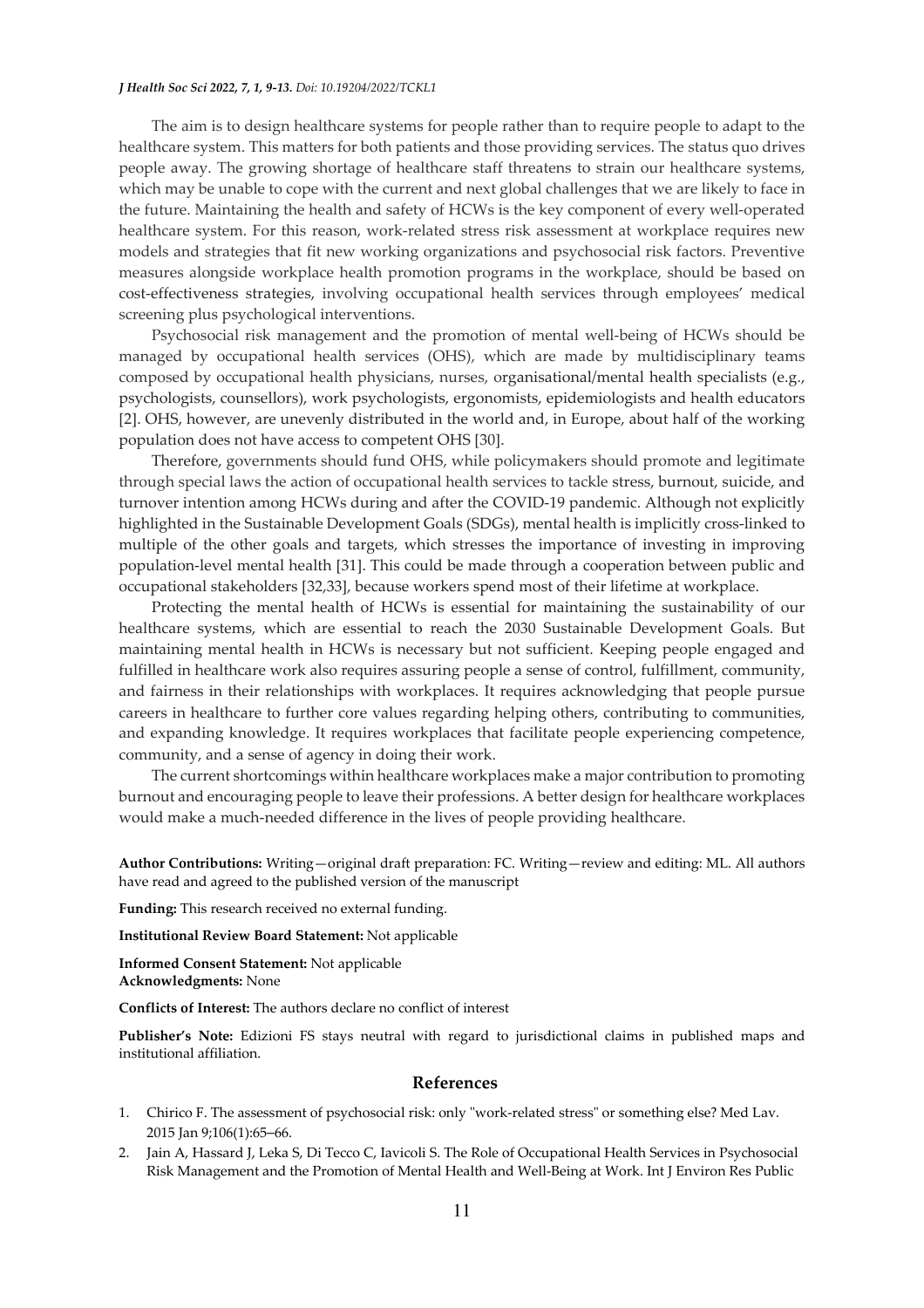The aim is to design healthcare systems for people rather than to require people to adapt to the healthcare system. This matters for both patients and those providing services. The status quo drives people away. The growing shortage of healthcare staff threatens to strain our healthcare systems, which may be unable to cope with the current and next global challenges that we are likely to face in the future. Maintaining the health and safety of HCWs is the key component of every well-operated healthcare system. For this reason, work-related stress risk assessment at workplace requires new models and strategies that fit new working organizations and psychosocial risk factors. Preventive measures alongside workplace health promotion programs in the workplace, should be based on cost-effectiveness strategies, involving occupational health services through employees' medical screening plus psychological interventions.

Psychosocial risk management and the promotion of mental well-being of HCWs should be managed by occupational health services (OHS), which are made by multidisciplinary teams composed by occupational health physicians, nurses, organisational/mental health specialists (e.g., psychologists, counsellors), work psychologists, ergonomists, epidemiologists and health educators [2]. OHS, however, are unevenly distributed in the world and, in Europe, about half of the working population does not have access to competent OHS [30].

Therefore, governments should fund OHS, while policymakers should promote and legitimate through special laws the action of occupational health services to tackle stress, burnout, suicide, and turnover intention among HCWs during and after the COVID-19 pandemic. Although not explicitly highlighted in the Sustainable Development Goals (SDGs), mental health is implicitly cross-linked to multiple of the other goals and targets, which stresses the importance of investing in improving population-level mental health [31]. This could be made through a cooperation between public and occupational stakeholders [32,33], because workers spend most of their lifetime at workplace.

Protecting the mental health of HCWs is essential for maintaining the sustainability of our healthcare systems, which are essential to reach the 2030 Sustainable Development Goals. But maintaining mental health in HCWs is necessary but not sufficient. Keeping people engaged and fulfilled in healthcare work also requires assuring people a sense of control, fulfillment, community, and fairness in their relationships with workplaces. It requires acknowledging that people pursue careers in healthcare to further core values regarding helping others, contributing to communities, and expanding knowledge. It requires workplaces that facilitate people experiencing competence, community, and a sense of agency in doing their work.

The current shortcomings within healthcare workplaces make a major contribution to promoting burnout and encouraging people to leave their professions. A better design for healthcare workplaces would make a much-needed difference in the lives of people providing healthcare.

**Author Contributions:** Writing—original draft preparation: FC. Writing—review and editing: ML. All authors have read and agreed to the published version of the manuscript

**Funding:** This research received no external funding.

**Institutional Review Board Statement:** Not applicable

**Informed Consent Statement:** Not applicable
**Acknowledgments:** None

**Conflicts of Interest:** The authors declare no conflict of interest

**Publisher's Note:** Edizioni FS stays neutral with regard to jurisdictional claims in published maps and institutional affiliation.

## References

1. Chirico F. The assessment of psychosocial risk: only "work-related stress" or something else? Med Lav. 2015 Jan 9;106(1):65–66.
2. Jain A, Hassard J, Leka S, Di Tecco C, Iavicoli S. The Role of Occupational Health Services in Psychosocial Risk Management and the Promotion of Mental Health and Well-Being at Work. Int J Environ Res Public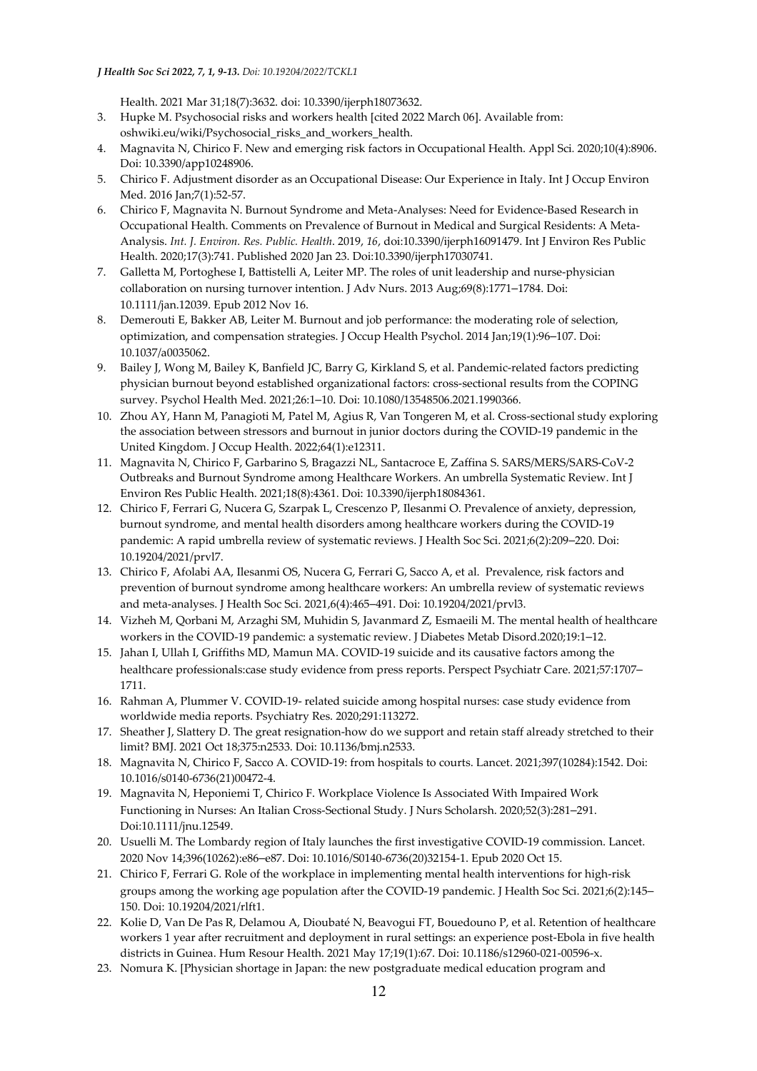Health. 2021 Mar 31;18(7):3632. doi: 10.3390/ijerph18073632.

3. Hupke M. Psychosocial risks and workers health [cited 2022 March 06]. Available from: oshwiki.eu/wiki/Psychosocial_risks_and_workers_health.
4. Magnavita N, Chirico F. New and emerging risk factors in Occupational Health. Appl Sci. 2020;10(4):8906. Doi: 10.3390/app10248906.
5. Chirico F. Adjustment disorder as an Occupational Disease: Our Experience in Italy. Int J Occup Environ Med. 2016 Jan;7(1):52-57.
6. Chirico F, Magnavita N. Burnout Syndrome and Meta-Analyses: Need for Evidence-Based Research in Occupational Health. Comments on Prevalence of Burnout in Medical and Surgical Residents: A Meta-Analysis. *Int. J. Environ. Res. Public. Health*. 2019, *16*, doi:10.3390/ijerph16091479. Int J Environ Res Public Health. 2020;17(3):741. Published 2020 Jan 23. Doi:10.3390/ijerph17030741.
7. Galletta M, Portoghese I, Battistelli A, Leiter MP. The roles of unit leadership and nurse-physician collaboration on nursing turnover intention. J Adv Nurs. 2013 Aug;69(8):1771–1784. Doi: 10.1111/jan.12039. Epub 2012 Nov 16.
8. Demerouti E, Bakker AB, Leiter M. Burnout and job performance: the moderating role of selection, optimization, and compensation strategies. J Occup Health Psychol. 2014 Jan;19(1):96–107. Doi: 10.1037/a0035062.
9. Bailey J, Wong M, Bailey K, Banfield JC, Barry G, Kirkland S, et al. Pandemic-related factors predicting physician burnout beyond established organizational factors: cross-sectional results from the COPING survey. Psychol Health Med. 2021;26:1–10. Doi: 10.1080/13548506.2021.1990366.
10. Zhou AY, Hann M, Panagioti M, Patel M, Agius R, Van Tongeren M, et al. Cross-sectional study exploring the association between stressors and burnout in junior doctors during the COVID-19 pandemic in the United Kingdom. J Occup Health. 2022;64(1):e12311.
11. Magnavita N, Chirico F, Garbarino S, Bragazzi NL, Santacroce E, Zaffina S. SARS/MERS/SARS-CoV-2 Outbreaks and Burnout Syndrome among Healthcare Workers. An umbrella Systematic Review. Int J Environ Res Public Health. 2021;18(8):4361. Doi: 10.3390/ijerph18084361.
12. Chirico F, Ferrari G, Nucera G, Szarpak L, Crescenzo P, Ilesanmi O. Prevalence of anxiety, depression, burnout syndrome, and mental health disorders among healthcare workers during the COVID-19 pandemic: A rapid umbrella review of systematic reviews. J Health Soc Sci. 2021;6(2):209–220. Doi: 10.19204/2021/prvl7.
13. Chirico F, Afolabi AA, Ilesanmi OS, Nucera G, Ferrari G, Sacco A, et al. Prevalence, risk factors and prevention of burnout syndrome among healthcare workers: An umbrella review of systematic reviews and meta-analyses. J Health Soc Sci. 2021,6(4):465–491. Doi: 10.19204/2021/prvl3.
14. Vizheh M, Qorbani M, Arzaghi SM, Muhidin S, Javanmard Z, Esmaeili M. The mental health of healthcare workers in the COVID-19 pandemic: a systematic review. J Diabetes Metab Disord.2020;19:1–12.
15. Jahan I, Ullah I, Griffiths MD, Mamun MA. COVID-19 suicide and its causative factors among the healthcare professionals:case study evidence from press reports. Perspect Psychiatr Care. 2021;57:1707–1711.
16. Rahman A, Plummer V. COVID-19- related suicide among hospital nurses: case study evidence from worldwide media reports. Psychiatry Res. 2020;291:113272.
17. Sheather J, Slattery D. The great resignation-how do we support and retain staff already stretched to their limit? BMJ. 2021 Oct 18;375:n2533. Doi: 10.1136/bmj.n2533.
18. Magnavita N, Chirico F, Sacco A. COVID-19: from hospitals to courts. Lancet. 2021;397(10284):1542. Doi: 10.1016/s0140-6736(21)00472-4.
19. Magnavita N, Heponiemi T, Chirico F. Workplace Violence Is Associated With Impaired Work Functioning in Nurses: An Italian Cross-Sectional Study. J Nurs Scholarsh. 2020;52(3):281–291. Doi:10.1111/jnu.12549.
20. Usuelli M. The Lombardy region of Italy launches the first investigative COVID-19 commission. Lancet. 2020 Nov 14;396(10262):e86–e87. Doi: 10.1016/S0140-6736(20)32154-1. Epub 2020 Oct 15.
21. Chirico F, Ferrari G. Role of the workplace in implementing mental health interventions for high-risk groups among the working age population after the COVID-19 pandemic. J Health Soc Sci. 2021;6(2):145–150. Doi: 10.19204/2021/rlft1.
22. Kolie D, Van De Pas R, Delamou A, Dioubaté N, Beavogui FT, Bouedouno P, et al. Retention of healthcare workers 1 year after recruitment and deployment in rural settings: an experience post-Ebola in five health districts in Guinea. Hum Resour Health. 2021 May 17;19(1):67. Doi: 10.1186/s12960-021-00596-x.
23. Nomura K. [Physician shortage in Japan: the new postgraduate medical education program and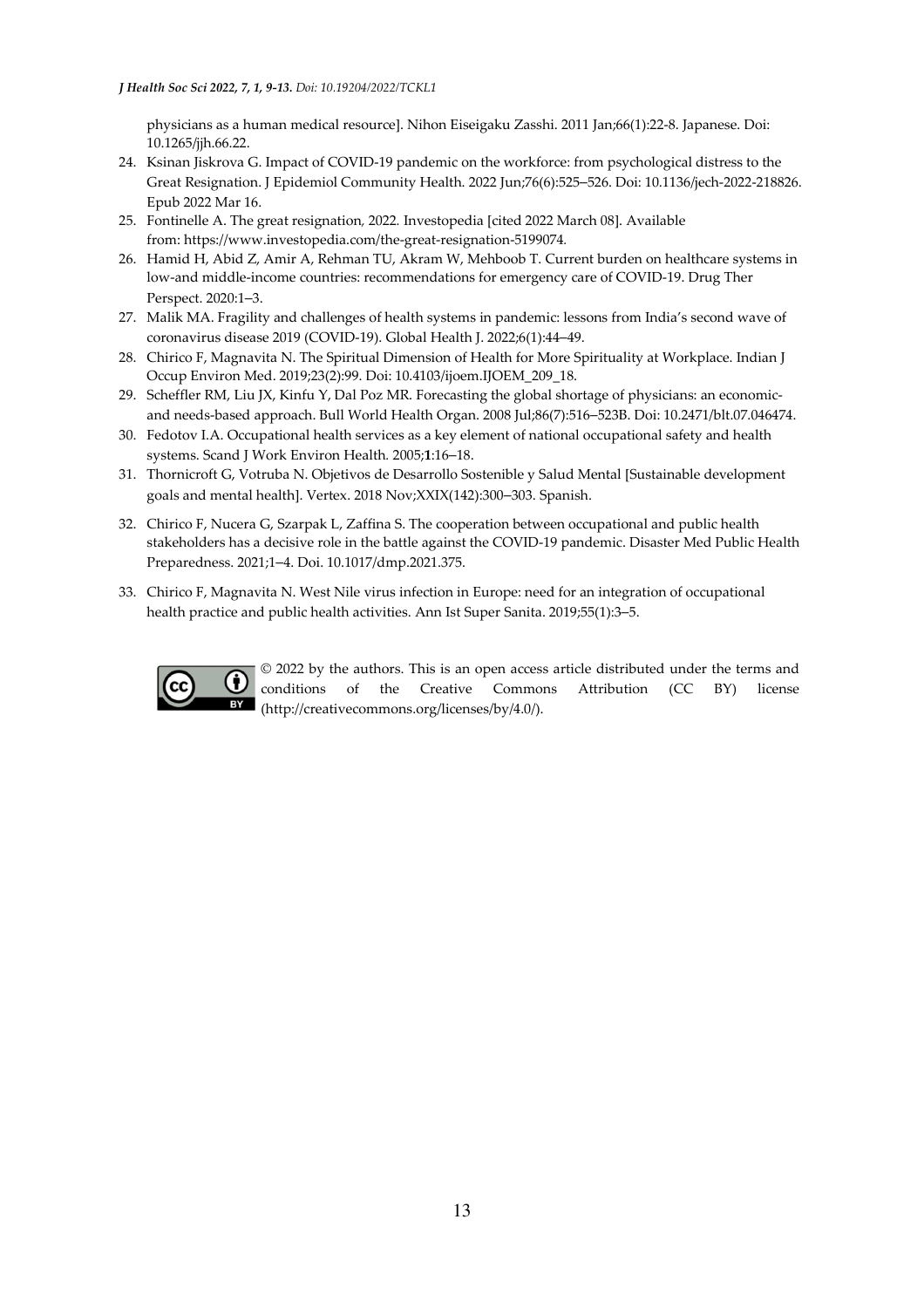physicians as a human medical resource]. Nihon Eiseigaku Zasshi. 2011 Jan;66(1):22-8. Japanese. Doi: 10.1265/jjh.66.22.

24. Ksinan Jiskrova G. Impact of COVID-19 pandemic on the workforce: from psychological distress to the Great Resignation. J Epidemiol Community Health. 2022 Jun;76(6):525–526. Doi: 10.1136/jech-2022-218826. Epub 2022 Mar 16.
25. Fontinelle A. The great resignation, 2022. Investopedia [cited 2022 March 08]. Available from: https://www.investopedia.com/the-great-resignation-5199074.
26. Hamid H, Abid Z, Amir A, Rehman TU, Akram W, Mehboob T. Current burden on healthcare systems in low-and middle-income countries: recommendations for emergency care of COVID-19. Drug Ther Perspect. 2020:1–3.
27. Malik MA. Fragility and challenges of health systems in pandemic: lessons from India's second wave of coronavirus disease 2019 (COVID-19). Global Health J. 2022;6(1):44–49.
28. Chirico F, Magnavita N. The Spiritual Dimension of Health for More Spirituality at Workplace. Indian J Occup Environ Med. 2019;23(2):99. Doi: 10.4103/ijoem.IJOEM_209_18.
29. Scheffler RM, Liu JX, Kinfu Y, Dal Poz MR. Forecasting the global shortage of physicians: an economic- and needs-based approach. Bull World Health Organ. 2008 Jul;86(7):516–523B. Doi: 10.2471/blt.07.046474.
30. Fedotov I.A. Occupational health services as a key element of national occupational safety and health systems. Scand J Work Environ Health. 2005;**1**:16–18.
31. Thornicroft G, Votruba N. Objetivos de Desarrollo Sostenible y Salud Mental [Sustainable development goals and mental health]. Vertex. 2018 Nov;XXIX(142):300–303. Spanish.
32. Chirico F, Nucera G, Szarpak L, Zaffina S. The cooperation between occupational and public health stakeholders has a decisive role in the battle against the COVID-19 pandemic. Disaster Med Public Health Preparedness. 2021;1–4. Doi. 10.1017/dmp.2021.375.
33. Chirico F, Magnavita N. West Nile virus infection in Europe: need for an integration of occupational health practice and public health activities. Ann Ist Super Sanita. 2019;55(1):3–5.

© 2022 by the authors. This is an open access article distributed under the terms and conditions of the Creative Commons Attribution (CC BY) license (http://creativecommons.org/licenses/by/4.0/).